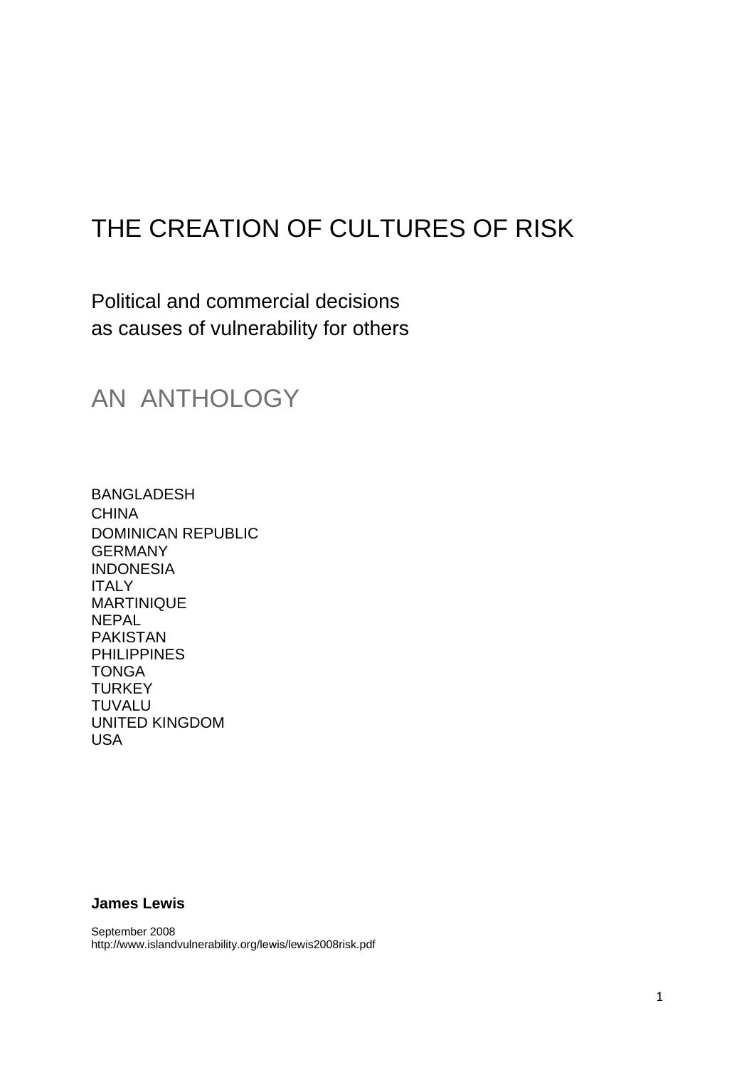# THE CREATION OF CULTURES OF RISK

## Political and commercial decisions as causes of vulnerability for others

## AN ANTHOLOGY

BANGLADESH
CHINA
DOMINICAN REPUBLIC
GERMANY
INDONESIA
ITALY
MARTINIQUE
NEPAL
PAKISTAN
PHILIPPINES
TONGA
TURKEY
TUVALU
UNITED KINGDOM
USA

**James Lewis**

September 2008
http://www.islandvulnerability.org/lewis/lewis2008risk.pdf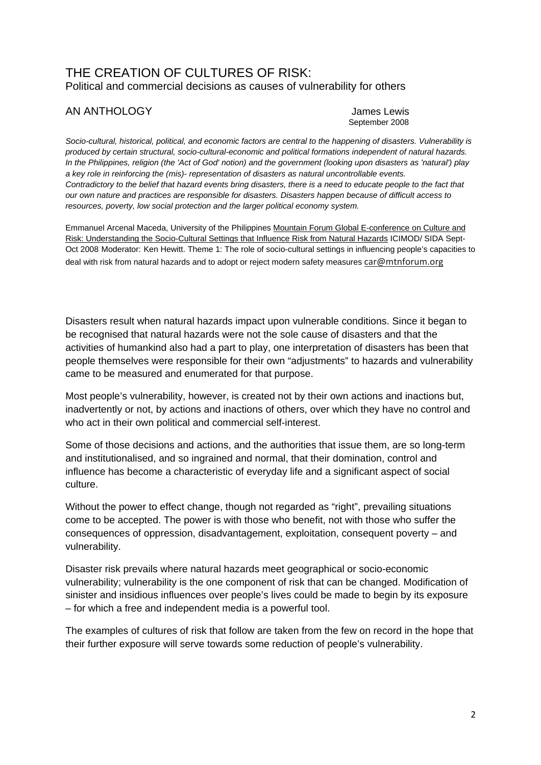# THE CREATION OF CULTURES OF RISK:

## Political and commercial decisions as causes of vulnerability for others

AN ANTHOLOGY

James Lewis
September 2008

*Socio-cultural, historical, political, and economic factors are central to the happening of disasters. Vulnerability is produced by certain structural, socio-cultural-economic and political formations independent of natural hazards. In the Philippines, religion (the 'Act of God' notion) and the government (looking upon disasters as 'natural') play a key role in reinforcing the (mis)- representation of disasters as natural uncontrollable events. Contradictory to the belief that hazard events bring disasters, there is a need to educate people to the fact that our own nature and practices are responsible for disasters. Disasters happen because of difficult access to resources, poverty, low social protection and the larger political economy system.*

Emmanuel Arcenal Maceda, University of the Philippines Mountain Forum Global E-conference on Culture and Risk: Understanding the Socio-Cultural Settings that Influence Risk from Natural Hazards ICIMOD/ SIDA Sept-Oct 2008 Moderator: Ken Hewitt. Theme 1: The role of socio-cultural settings in influencing people's capacities to deal with risk from natural hazards and to adopt or reject modern safety measures car@mtnforum.org

Disasters result when natural hazards impact upon vulnerable conditions. Since it began to be recognised that natural hazards were not the sole cause of disasters and that the activities of humankind also had a part to play, one interpretation of disasters has been that people themselves were responsible for their own "adjustments" to hazards and vulnerability came to be measured and enumerated for that purpose.

Most people's vulnerability, however, is created not by their own actions and inactions but, inadvertently or not, by actions and inactions of others, over which they have no control and who act in their own political and commercial self-interest.

Some of those decisions and actions, and the authorities that issue them, are so long-term and institutionalised, and so ingrained and normal, that their domination, control and influence has become a characteristic of everyday life and a significant aspect of social culture.

Without the power to effect change, though not regarded as "right", prevailing situations come to be accepted. The power is with those who benefit, not with those who suffer the consequences of oppression, disadvantagement, exploitation, consequent poverty – and vulnerability.

Disaster risk prevails where natural hazards meet geographical or socio-economic vulnerability; vulnerability is the one component of risk that can be changed. Modification of sinister and insidious influences over people's lives could be made to begin by its exposure – for which a free and independent media is a powerful tool.

The examples of cultures of risk that follow are taken from the few on record in the hope that their further exposure will serve towards some reduction of people's vulnerability.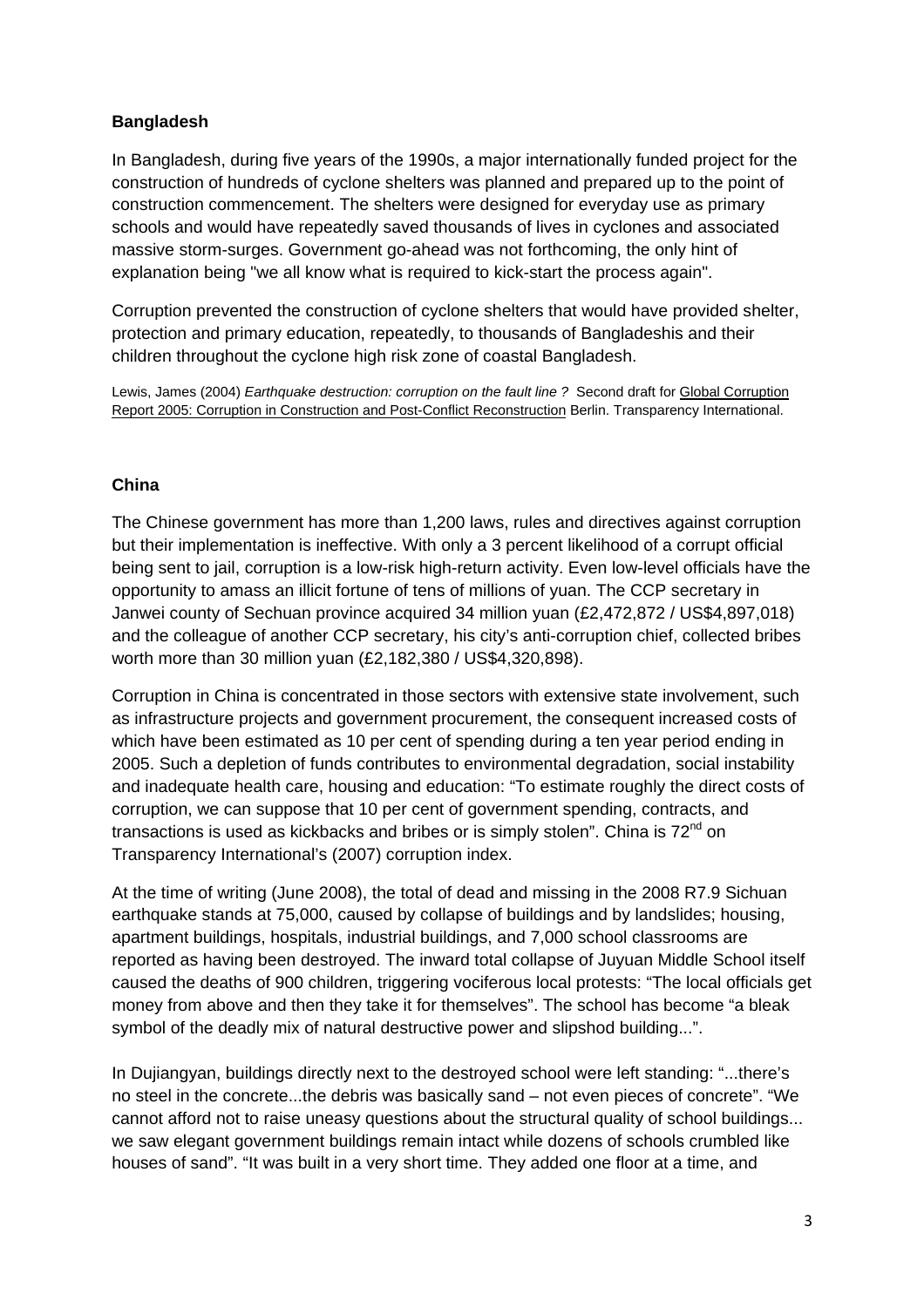### Bangladesh

In Bangladesh, during five years of the 1990s, a major internationally funded project for the construction of hundreds of cyclone shelters was planned and prepared up to the point of construction commencement. The shelters were designed for everyday use as primary schools and would have repeatedly saved thousands of lives in cyclones and associated massive storm-surges. Government go-ahead was not forthcoming, the only hint of explanation being "we all know what is required to kick-start the process again".

Corruption prevented the construction of cyclone shelters that would have provided shelter, protection and primary education, repeatedly, to thousands of Bangladeshis and their children throughout the cyclone high risk zone of coastal Bangladesh.

Lewis, James (2004) *Earthquake destruction: corruption on the fault line ?* Second draft for Global Corruption Report 2005: Corruption in Construction and Post-Conflict Reconstruction Berlin. Transparency International.

### China

The Chinese government has more than 1,200 laws, rules and directives against corruption but their implementation is ineffective. With only a 3 percent likelihood of a corrupt official being sent to jail, corruption is a low-risk high-return activity. Even low-level officials have the opportunity to amass an illicit fortune of tens of millions of yuan. The CCP secretary in Janwei county of Sechuan province acquired 34 million yuan (£2,472,872 / US$4,897,018) and the colleague of another CCP secretary, his city's anti-corruption chief, collected bribes worth more than 30 million yuan (£2,182,380 / US$4,320,898).

Corruption in China is concentrated in those sectors with extensive state involvement, such as infrastructure projects and government procurement, the consequent increased costs of which have been estimated as 10 per cent of spending during a ten year period ending in 2005. Such a depletion of funds contributes to environmental degradation, social instability and inadequate health care, housing and education: "To estimate roughly the direct costs of corruption, we can suppose that 10 per cent of government spending, contracts, and transactions is used as kickbacks and bribes or is simply stolen". China is 72nd on Transparency International's (2007) corruption index.

At the time of writing (June 2008), the total of dead and missing in the 2008 R7.9 Sichuan earthquake stands at 75,000, caused by collapse of buildings and by landslides; housing, apartment buildings, hospitals, industrial buildings, and 7,000 school classrooms are reported as having been destroyed. The inward total collapse of Juyuan Middle School itself caused the deaths of 900 children, triggering vociferous local protests: "The local officials get money from above and then they take it for themselves". The school has become "a bleak symbol of the deadly mix of natural destructive power and slipshod building...".

In Dujiangyan, buildings directly next to the destroyed school were left standing: "...there's no steel in the concrete...the debris was basically sand – not even pieces of concrete". "We cannot afford not to raise uneasy questions about the structural quality of school buildings... we saw elegant government buildings remain intact while dozens of schools crumbled like houses of sand". "It was built in a very short time. They added one floor at a time, and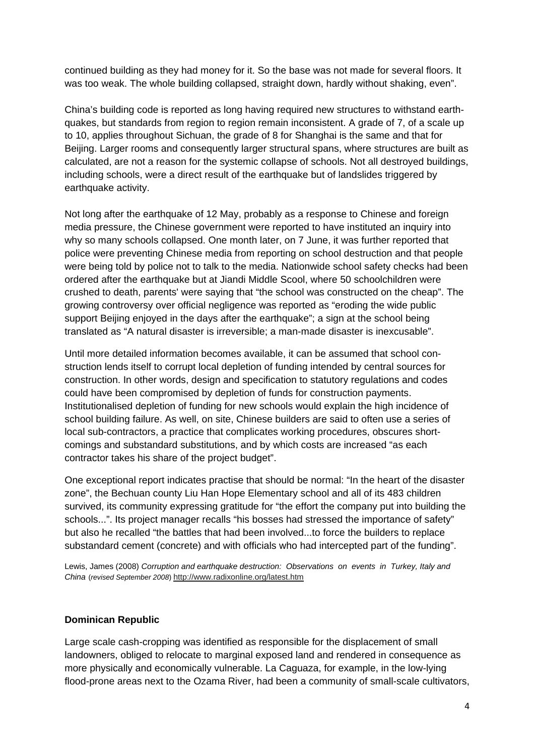continued building as they had money for it. So the base was not made for several floors. It was too weak. The whole building collapsed, straight down, hardly without shaking, even".

China's building code is reported as long having required new structures to withstand earth-quakes, but standards from region to region remain inconsistent. A grade of 7, of a scale up to 10, applies throughout Sichuan, the grade of 8 for Shanghai is the same and that for Beijing. Larger rooms and consequently larger structural spans, where structures are built as calculated, are not a reason for the systemic collapse of schools. Not all destroyed buildings, including schools, were a direct result of the earthquake but of landslides triggered by earthquake activity.

Not long after the earthquake of 12 May, probably as a response to Chinese and foreign media pressure, the Chinese government were reported to have instituted an inquiry into why so many schools collapsed. One month later, on 7 June, it was further reported that police were preventing Chinese media from reporting on school destruction and that people were being told by police not to talk to the media. Nationwide school safety checks had been ordered after the earthquake but at Jiandi Middle Scool, where 50 schoolchildren were crushed to death, parents' were saying that "the school was constructed on the cheap". The growing controversy over official negligence was reported as "eroding the wide public support Beijing enjoyed in the days after the earthquake"; a sign at the school being translated as "A natural disaster is irreversible; a man-made disaster is inexcusable".

Until more detailed information becomes available, it can be assumed that school con-struction lends itself to corrupt local depletion of funding intended by central sources for construction. In other words, design and specification to statutory regulations and codes could have been compromised by depletion of funds for construction payments. Institutionalised depletion of funding for new schools would explain the high incidence of school building failure. As well, on site, Chinese builders are said to often use a series of local sub-contractors, a practice that complicates working procedures, obscures short-comings and substandard substitutions, and by which costs are increased "as each contractor takes his share of the project budget".

One exceptional report indicates practise that should be normal: "In the heart of the disaster zone", the Bechuan county Liu Han Hope Elementary school and all of its 483 children survived, its community expressing gratitude for "the effort the company put into building the schools...". Its project manager recalls "his bosses had stressed the importance of safety" but also he recalled "the battles that had been involved...to force the builders to replace substandard cement (concrete) and with officials who had intercepted part of the funding".

Lewis, James (2008) *Corruption and earthquake destruction: Observations on events in Turkey, Italy and China* (*revised September 2008*) http://www.radixonline.org/latest.htm

**Dominican Republic**

Large scale cash-cropping was identified as responsible for the displacement of small landowners, obliged to relocate to marginal exposed land and rendered in consequence as more physically and economically vulnerable. La Caguaza, for example, in the low-lying flood-prone areas next to the Ozama River, had been a community of small-scale cultivators,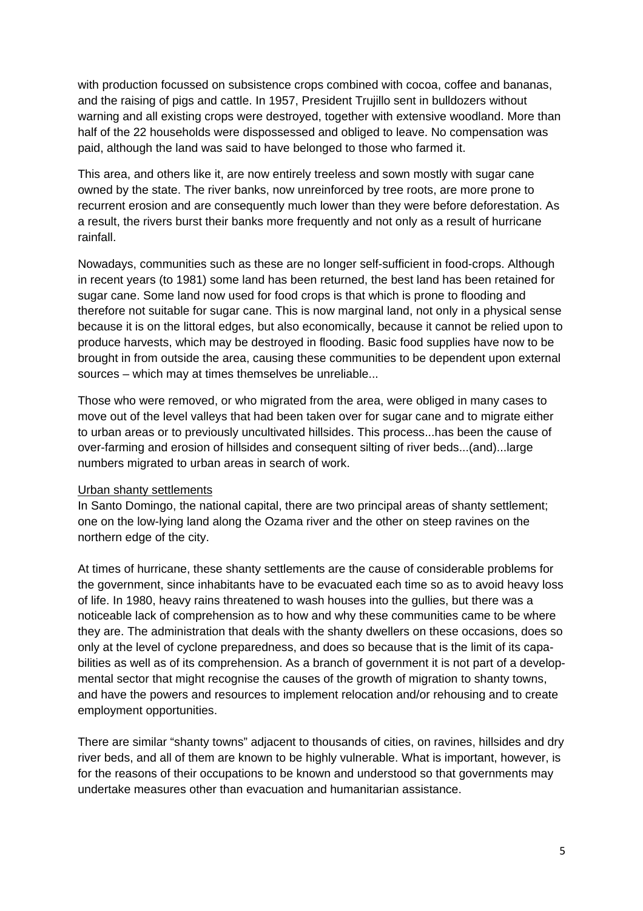with production focussed on subsistence crops combined with cocoa, coffee and bananas, and the raising of pigs and cattle. In 1957, President Trujillo sent in bulldozers without warning and all existing crops were destroyed, together with extensive woodland. More than half of the 22 households were dispossessed and obliged to leave. No compensation was paid, although the land was said to have belonged to those who farmed it.

This area, and others like it, are now entirely treeless and sown mostly with sugar cane owned by the state. The river banks, now unreinforced by tree roots, are more prone to recurrent erosion and are consequently much lower than they were before deforestation. As a result, the rivers burst their banks more frequently and not only as a result of hurricane rainfall.

Nowadays, communities such as these are no longer self-sufficient in food-crops. Although in recent years (to 1981) some land has been returned, the best land has been retained for sugar cane. Some land now used for food crops is that which is prone to flooding and therefore not suitable for sugar cane. This is now marginal land, not only in a physical sense because it is on the littoral edges, but also economically, because it cannot be relied upon to produce harvests, which may be destroyed in flooding. Basic food supplies have now to be brought in from outside the area, causing these communities to be dependent upon external sources – which may at times themselves be unreliable...

Those who were removed, or who migrated from the area, were obliged in many cases to move out of the level valleys that had been taken over for sugar cane and to migrate either to urban areas or to previously uncultivated hillsides. This process...has been the cause of over-farming and erosion of hillsides and consequent silting of river beds...(and)...large numbers migrated to urban areas in search of work.

Urban shanty settlements

In Santo Domingo, the national capital, there are two principal areas of shanty settlement; one on the low-lying land along the Ozama river and the other on steep ravines on the northern edge of the city.

At times of hurricane, these shanty settlements are the cause of considerable problems for the government, since inhabitants have to be evacuated each time so as to avoid heavy loss of life. In 1980, heavy rains threatened to wash houses into the gullies, but there was a noticeable lack of comprehension as to how and why these communities came to be where they are. The administration that deals with the shanty dwellers on these occasions, does so only at the level of cyclone preparedness, and does so because that is the limit of its capabilities as well as of its comprehension. As a branch of government it is not part of a developmental sector that might recognise the causes of the growth of migration to shanty towns, and have the powers and resources to implement relocation and/or rehousing and to create employment opportunities.

There are similar "shanty towns" adjacent to thousands of cities, on ravines, hillsides and dry river beds, and all of them are known to be highly vulnerable. What is important, however, is for the reasons of their occupations to be known and understood so that governments may undertake measures other than evacuation and humanitarian assistance.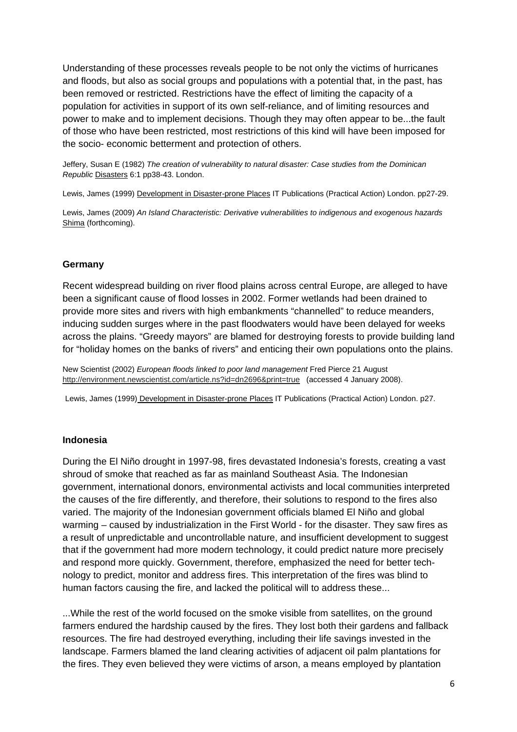Understanding of these processes reveals people to be not only the victims of hurricanes and floods, but also as social groups and populations with a potential that, in the past, has been removed or restricted. Restrictions have the effect of limiting the capacity of a population for activities in support of its own self-reliance, and of limiting resources and power to make and to implement decisions. Though they may often appear to be...the fault of those who have been restricted, most restrictions of this kind will have been imposed for the socio- economic betterment and protection of others.

Jeffery, Susan E (1982) *The creation of vulnerability to natural disaster: Case studies from the Dominican Republic* Disasters 6:1 pp38-43. London.

Lewis, James (1999) Development in Disaster-prone Places IT Publications (Practical Action) London. pp27-29.

Lewis, James (2009) *An Island Characteristic: Derivative vulnerabilities to indigenous and exogenous hazards* Shima (forthcoming).

#### Germany

Recent widespread building on river flood plains across central Europe, are alleged to have been a significant cause of flood losses in 2002. Former wetlands had been drained to provide more sites and rivers with high embankments "channelled" to reduce meanders, inducing sudden surges where in the past floodwaters would have been delayed for weeks across the plains. "Greedy mayors" are blamed for destroying forests to provide building land for "holiday homes on the banks of rivers" and enticing their own populations onto the plains.

New Scientist (2002) *European floods linked to poor land management* Fred Pierce 21 August http://environment.newscientist.com/article.ns?id=dn2696&print=true (accessed 4 January 2008).

Lewis, James (1999) Development in Disaster-prone Places IT Publications (Practical Action) London. p27.

#### Indonesia

During the El Niño drought in 1997-98, fires devastated Indonesia's forests, creating a vast shroud of smoke that reached as far as mainland Southeast Asia. The Indonesian government, international donors, environmental activists and local communities interpreted the causes of the fire differently, and therefore, their solutions to respond to the fires also varied. The majority of the Indonesian government officials blamed El Niño and global warming – caused by industrialization in the First World - for the disaster. They saw fires as a result of unpredictable and uncontrollable nature, and insufficient development to suggest that if the government had more modern technology, it could predict nature more precisely and respond more quickly. Government, therefore, emphasized the need for better technology to predict, monitor and address fires. This interpretation of the fires was blind to human factors causing the fire, and lacked the political will to address these...

...While the rest of the world focused on the smoke visible from satellites, on the ground farmers endured the hardship caused by the fires. They lost both their gardens and fallback resources. The fire had destroyed everything, including their life savings invested in the landscape. Farmers blamed the land clearing activities of adjacent oil palm plantations for the fires. They even believed they were victims of arson, a means employed by plantation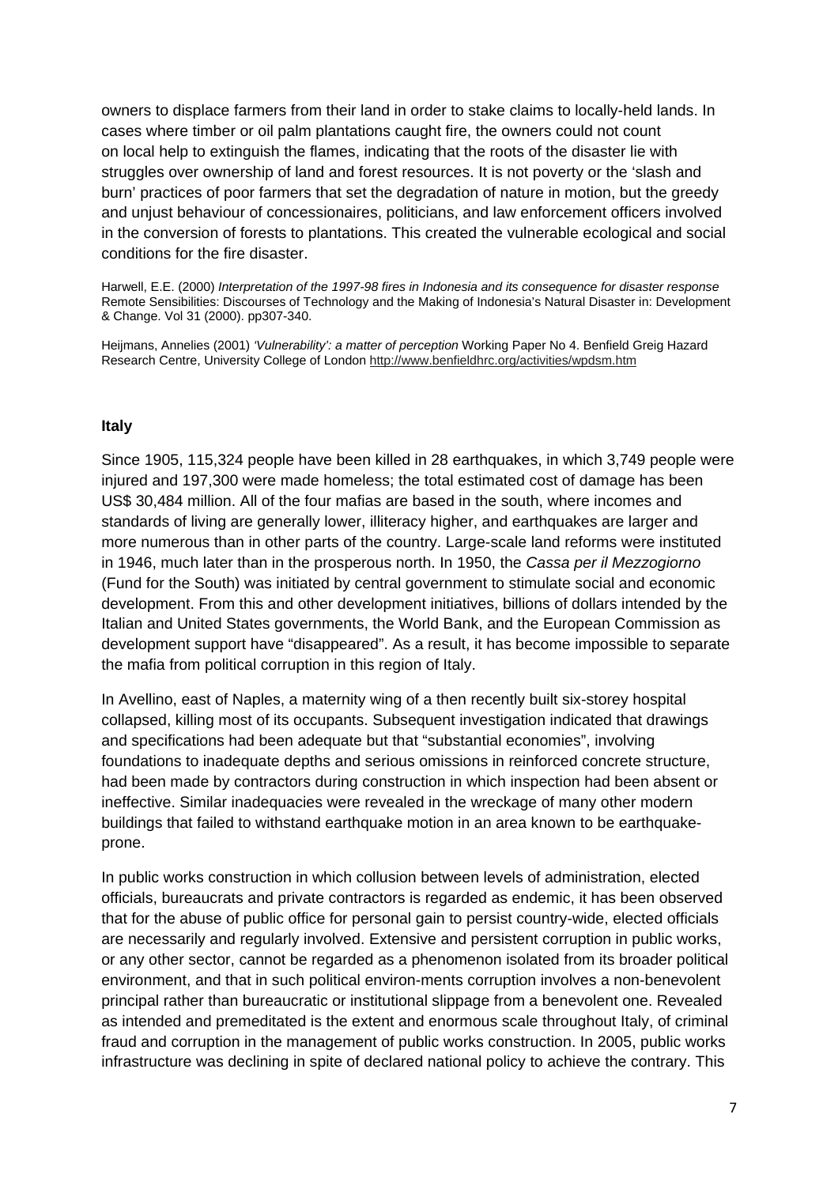owners to displace farmers from their land in order to stake claims to locally-held lands. In cases where timber or oil palm plantations caught fire, the owners could not count on local help to extinguish the flames, indicating that the roots of the disaster lie with struggles over ownership of land and forest resources. It is not poverty or the 'slash and burn' practices of poor farmers that set the degradation of nature in motion, but the greedy and unjust behaviour of concessionaires, politicians, and law enforcement officers involved in the conversion of forests to plantations. This created the vulnerable ecological and social conditions for the fire disaster.

Harwell, E.E. (2000) *Interpretation of the 1997-98 fires in Indonesia and its consequence for disaster response* Remote Sensibilities: Discourses of Technology and the Making of Indonesia's Natural Disaster in: Development & Change. Vol 31 (2000). pp307-340.

Heijmans, Annelies (2001) *'Vulnerability': a matter of perception* Working Paper No 4. Benfield Greig Hazard Research Centre, University College of London http://www.benfieldhrc.org/activities/wpdsm.htm

**Italy**

Since 1905, 115,324 people have been killed in 28 earthquakes, in which 3,749 people were injured and 197,300 were made homeless; the total estimated cost of damage has been US$ 30,484 million. All of the four mafias are based in the south, where incomes and standards of living are generally lower, illiteracy higher, and earthquakes are larger and more numerous than in other parts of the country. Large-scale land reforms were instituted in 1946, much later than in the prosperous north. In 1950, the *Cassa per il Mezzogiorno* (Fund for the South) was initiated by central government to stimulate social and economic development. From this and other development initiatives, billions of dollars intended by the Italian and United States governments, the World Bank, and the European Commission as development support have "disappeared". As a result, it has become impossible to separate the mafia from political corruption in this region of Italy.

In Avellino, east of Naples, a maternity wing of a then recently built six-storey hospital collapsed, killing most of its occupants. Subsequent investigation indicated that drawings and specifications had been adequate but that "substantial economies", involving foundations to inadequate depths and serious omissions in reinforced concrete structure, had been made by contractors during construction in which inspection had been absent or ineffective. Similar inadequacies were revealed in the wreckage of many other modern buildings that failed to withstand earthquake motion in an area known to be earthquake-prone.

In public works construction in which collusion between levels of administration, elected officials, bureaucrats and private contractors is regarded as endemic, it has been observed that for the abuse of public office for personal gain to persist country-wide, elected officials are necessarily and regularly involved. Extensive and persistent corruption in public works, or any other sector, cannot be regarded as a phenomenon isolated from its broader political environment, and that in such political environ-ments corruption involves a non-benevolent principal rather than bureaucratic or institutional slippage from a benevolent one. Revealed as intended and premeditated is the extent and enormous scale throughout Italy, of criminal fraud and corruption in the management of public works construction. In 2005, public works infrastructure was declining in spite of declared national policy to achieve the contrary. This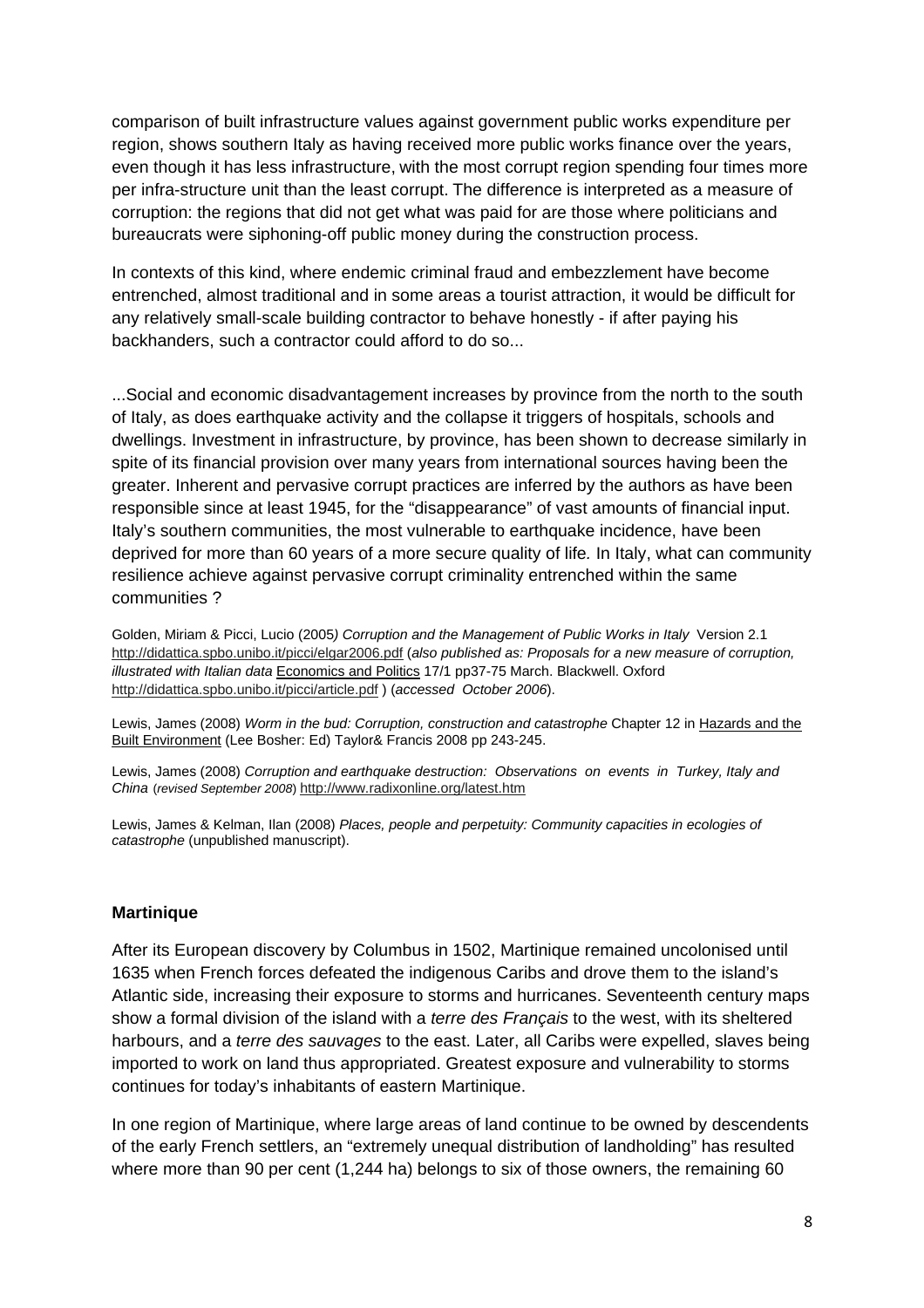comparison of built infrastructure values against government public works expenditure per region, shows southern Italy as having received more public works finance over the years, even though it has less infrastructure, with the most corrupt region spending four times more per infra-structure unit than the least corrupt. The difference is interpreted as a measure of corruption: the regions that did not get what was paid for are those where politicians and bureaucrats were siphoning-off public money during the construction process.

In contexts of this kind, where endemic criminal fraud and embezzlement have become entrenched, almost traditional and in some areas a tourist attraction, it would be difficult for any relatively small-scale building contractor to behave honestly - if after paying his backhanders, such a contractor could afford to do so...

...Social and economic disadvantagement increases by province from the north to the south of Italy, as does earthquake activity and the collapse it triggers of hospitals, schools and dwellings. Investment in infrastructure, by province, has been shown to decrease similarly in spite of its financial provision over many years from international sources having been the greater. Inherent and pervasive corrupt practices are inferred by the authors as have been responsible since at least 1945, for the "disappearance" of vast amounts of financial input. Italy's southern communities, the most vulnerable to earthquake incidence, have been deprived for more than 60 years of a more secure quality of life*.* In Italy, what can community resilience achieve against pervasive corrupt criminality entrenched within the same communities ?

Golden, Miriam & Picci, Lucio (2005*) Corruption and the Management of Public Works in Italy* Version 2.1 http://didattica.spbo.unibo.it/picci/elgar2006.pdf (*also published as: Proposals for a new measure of corruption, illustrated with Italian data* Economics and Politics 17/1 pp37-75 March. Blackwell. Oxford http://didattica.spbo.unibo.it/picci/article.pdf ) (*accessed October 2006*).

Lewis, James (2008) *Worm in the bud: Corruption, construction and catastrophe* Chapter 12 in Hazards and the Built Environment (Lee Bosher: Ed) Taylor& Francis 2008 pp 243-245.

Lewis, James (2008) *Corruption and earthquake destruction: Observations on events in Turkey, Italy and China* (*revised September 2008*) http://www.radixonline.org/latest.htm

Lewis, James & Kelman, Ilan (2008) *Places, people and perpetuity: Community capacities in ecologies of catastrophe* (unpublished manuscript).

**Martinique**

After its European discovery by Columbus in 1502, Martinique remained uncolonised until 1635 when French forces defeated the indigenous Caribs and drove them to the island's Atlantic side, increasing their exposure to storms and hurricanes. Seventeenth century maps show a formal division of the island with a *terre des Français* to the west, with its sheltered harbours, and a *terre des sauvages* to the east. Later, all Caribs were expelled, slaves being imported to work on land thus appropriated. Greatest exposure and vulnerability to storms continues for today's inhabitants of eastern Martinique.

In one region of Martinique, where large areas of land continue to be owned by descendents of the early French settlers, an "extremely unequal distribution of landholding" has resulted where more than 90 per cent (1,244 ha) belongs to six of those owners, the remaining 60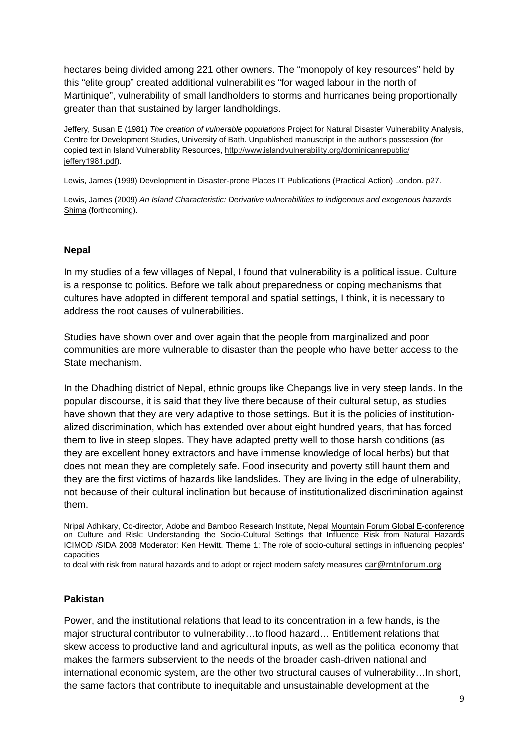hectares being divided among 221 other owners. The "monopoly of key resources" held by this "elite group" created additional vulnerabilities "for waged labour in the north of Martinique", vulnerability of small landholders to storms and hurricanes being proportionally greater than that sustained by larger landholdings.

Jeffery, Susan E (1981) *The creation of vulnerable populations* Project for Natural Disaster Vulnerability Analysis, Centre for Development Studies, University of Bath. Unpublished manuscript in the author's possession (for copied text in Island Vulnerability Resources, http://www.islandvulnerability.org/dominicanrepublic/jeffery1981.pdf).

Lewis, James (1999) Development in Disaster-prone Places IT Publications (Practical Action) London. p27.

Lewis, James (2009) *An Island Characteristic: Derivative vulnerabilities to indigenous and exogenous hazards* Shima (forthcoming).

**Nepal**

In my studies of a few villages of Nepal, I found that vulnerability is a political issue. Culture is a response to politics. Before we talk about preparedness or coping mechanisms that cultures have adopted in different temporal and spatial settings, I think, it is necessary to address the root causes of vulnerabilities.

Studies have shown over and over again that the people from marginalized and poor communities are more vulnerable to disaster than the people who have better access to the State mechanism.

In the Dhadhing district of Nepal, ethnic groups like Chepangs live in very steep lands. In the popular discourse, it is said that they live there because of their cultural setup, as studies have shown that they are very adaptive to those settings. But it is the policies of institution-alized discrimination, which has extended over about eight hundred years, that has forced them to live in steep slopes. They have adapted pretty well to those harsh conditions (as they are excellent honey extractors and have immense knowledge of local herbs) but that does not mean they are completely safe. Food insecurity and poverty still haunt them and they are the first victims of hazards like landslides. They are living in the edge of ulnerability, not because of their cultural inclination but because of institutionalized discrimination against them.

Nripal Adhikary, Co-director, Adobe and Bamboo Research Institute, Nepal Mountain Forum Global E-conference on Culture and Risk: Understanding the Socio-Cultural Settings that Influence Risk from Natural Hazards ICIMOD /SIDA 2008 Moderator: Ken Hewitt. Theme 1: The role of socio-cultural settings in influencing peoples' capacities
to deal with risk from natural hazards and to adopt or reject modern safety measures car@mtnforum.org

**Pakistan**

Power, and the institutional relations that lead to its concentration in a few hands, is the major structural contributor to vulnerability…to flood hazard… Entitlement relations that skew access to productive land and agricultural inputs, as well as the political economy that makes the farmers subservient to the needs of the broader cash-driven national and international economic system, are the other two structural causes of vulnerability…In short, the same factors that contribute to inequitable and unsustainable development at the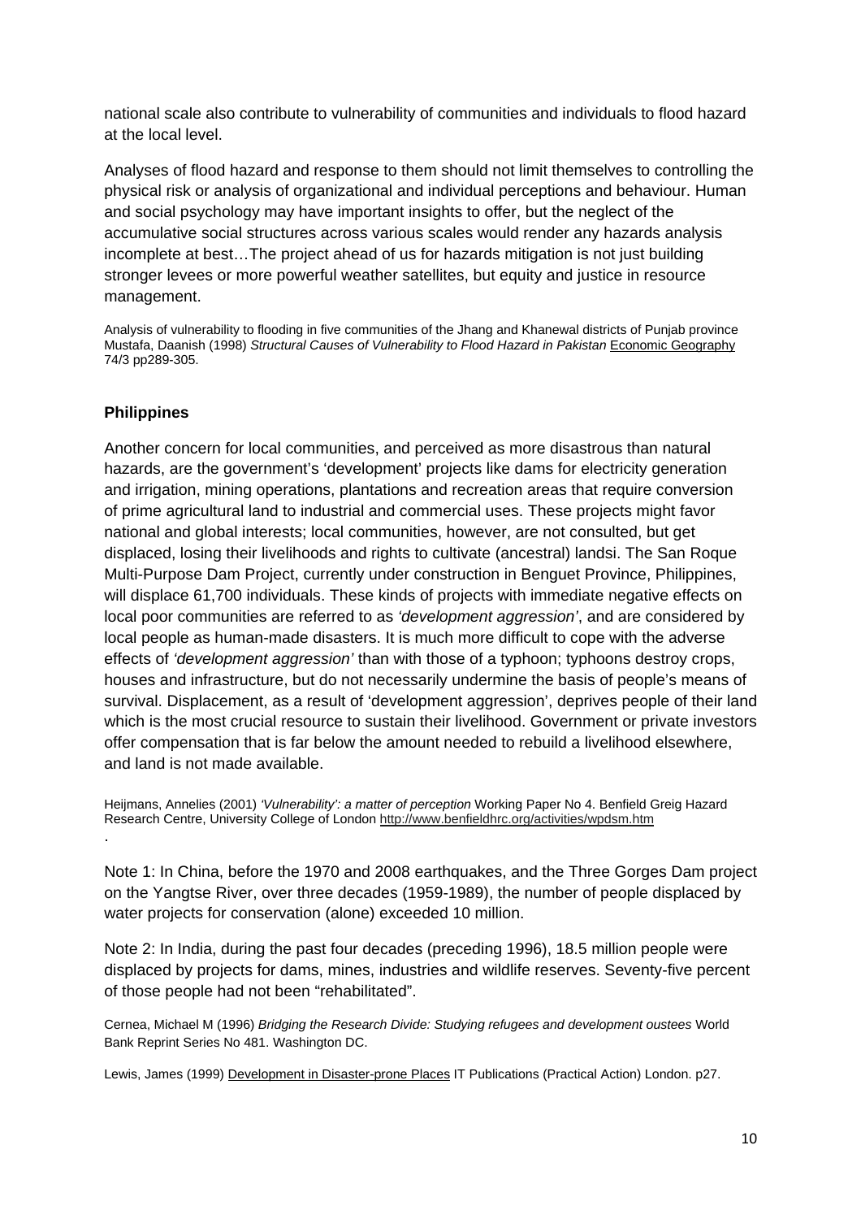national scale also contribute to vulnerability of communities and individuals to flood hazard at the local level.

Analyses of flood hazard and response to them should not limit themselves to controlling the physical risk or analysis of organizational and individual perceptions and behaviour. Human and social psychology may have important insights to offer, but the neglect of the accumulative social structures across various scales would render any hazards analysis incomplete at best…The project ahead of us for hazards mitigation is not just building stronger levees or more powerful weather satellites, but equity and justice in resource management.

Analysis of vulnerability to flooding in five communities of the Jhang and Khanewal districts of Punjab province Mustafa, Daanish (1998) *Structural Causes of Vulnerability to Flood Hazard in Pakistan* Economic Geography 74/3 pp289-305.

**Philippines**

Another concern for local communities, and perceived as more disastrous than natural hazards, are the government's 'development' projects like dams for electricity generation and irrigation, mining operations, plantations and recreation areas that require conversion of prime agricultural land to industrial and commercial uses. These projects might favor national and global interests; local communities, however, are not consulted, but get displaced, losing their livelihoods and rights to cultivate (ancestral) landsi. The San Roque Multi-Purpose Dam Project, currently under construction in Benguet Province, Philippines, will displace 61,700 individuals. These kinds of projects with immediate negative effects on local poor communities are referred to as *'development aggression'*, and are considered by local people as human-made disasters. It is much more difficult to cope with the adverse effects of *'development aggression'* than with those of a typhoon; typhoons destroy crops, houses and infrastructure, but do not necessarily undermine the basis of people's means of survival. Displacement, as a result of 'development aggression', deprives people of their land which is the most crucial resource to sustain their livelihood. Government or private investors offer compensation that is far below the amount needed to rebuild a livelihood elsewhere, and land is not made available.

Heijmans, Annelies (2001) *'Vulnerability': a matter of perception* Working Paper No 4. Benfield Greig Hazard Research Centre, University College of London http://www.benfieldhrc.org/activities/wpdsm.htm
.

Note 1: In China, before the 1970 and 2008 earthquakes, and the Three Gorges Dam project on the Yangtse River, over three decades (1959-1989), the number of people displaced by water projects for conservation (alone) exceeded 10 million.

Note 2: In India, during the past four decades (preceding 1996), 18.5 million people were displaced by projects for dams, mines, industries and wildlife reserves. Seventy-five percent of those people had not been "rehabilitated".

Cernea, Michael M (1996) *Bridging the Research Divide: Studying refugees and development oustees* World Bank Reprint Series No 481. Washington DC.

Lewis, James (1999) Development in Disaster-prone Places IT Publications (Practical Action) London. p27.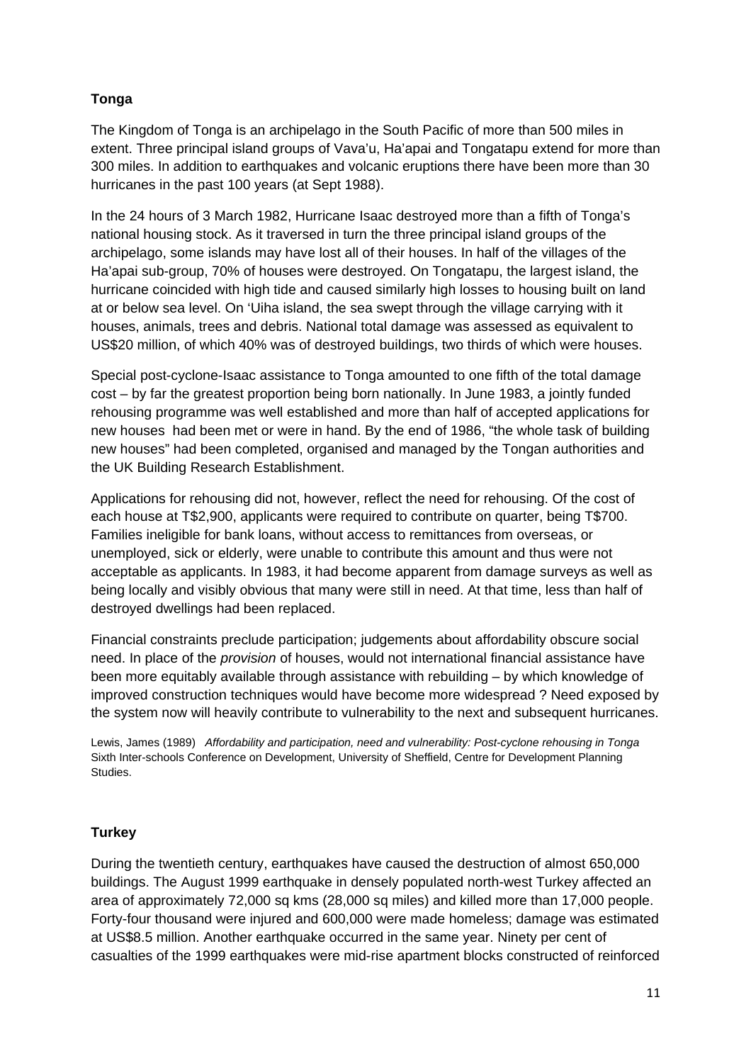**Tonga**

The Kingdom of Tonga is an archipelago in the South Pacific of more than 500 miles in extent. Three principal island groups of Vava'u, Ha'apai and Tongatapu extend for more than 300 miles. In addition to earthquakes and volcanic eruptions there have been more than 30 hurricanes in the past 100 years (at Sept 1988).

In the 24 hours of 3 March 1982, Hurricane Isaac destroyed more than a fifth of Tonga's national housing stock. As it traversed in turn the three principal island groups of the archipelago, some islands may have lost all of their houses. In half of the villages of the Ha'apai sub-group, 70% of houses were destroyed. On Tongatapu, the largest island, the hurricane coincided with high tide and caused similarly high losses to housing built on land at or below sea level. On 'Uiha island, the sea swept through the village carrying with it houses, animals, trees and debris. National total damage was assessed as equivalent to US$20 million, of which 40% was of destroyed buildings, two thirds of which were houses.

Special post-cyclone-Isaac assistance to Tonga amounted to one fifth of the total damage cost – by far the greatest proportion being born nationally. In June 1983, a jointly funded rehousing programme was well established and more than half of accepted applications for new houses had been met or were in hand. By the end of 1986, "the whole task of building new houses" had been completed, organised and managed by the Tongan authorities and the UK Building Research Establishment.

Applications for rehousing did not, however, reflect the need for rehousing. Of the cost of each house at T$2,900, applicants were required to contribute on quarter, being T$700. Families ineligible for bank loans, without access to remittances from overseas, or unemployed, sick or elderly, were unable to contribute this amount and thus were not acceptable as applicants. In 1983, it had become apparent from damage surveys as well as being locally and visibly obvious that many were still in need. At that time, less than half of destroyed dwellings had been replaced.

Financial constraints preclude participation; judgements about affordability obscure social need. In place of the *provision* of houses, would not international financial assistance have been more equitably available through assistance with rebuilding – by which knowledge of improved construction techniques would have become more widespread ? Need exposed by the system now will heavily contribute to vulnerability to the next and subsequent hurricanes.

Lewis, James (1989) *Affordability and participation, need and vulnerability: Post-cyclone rehousing in Tonga* Sixth Inter-schools Conference on Development, University of Sheffield, Centre for Development Planning Studies.

**Turkey**

During the twentieth century, earthquakes have caused the destruction of almost 650,000 buildings. The August 1999 earthquake in densely populated north-west Turkey affected an area of approximately 72,000 sq kms (28,000 sq miles) and killed more than 17,000 people. Forty-four thousand were injured and 600,000 were made homeless; damage was estimated at US$8.5 million. Another earthquake occurred in the same year. Ninety per cent of casualties of the 1999 earthquakes were mid-rise apartment blocks constructed of reinforced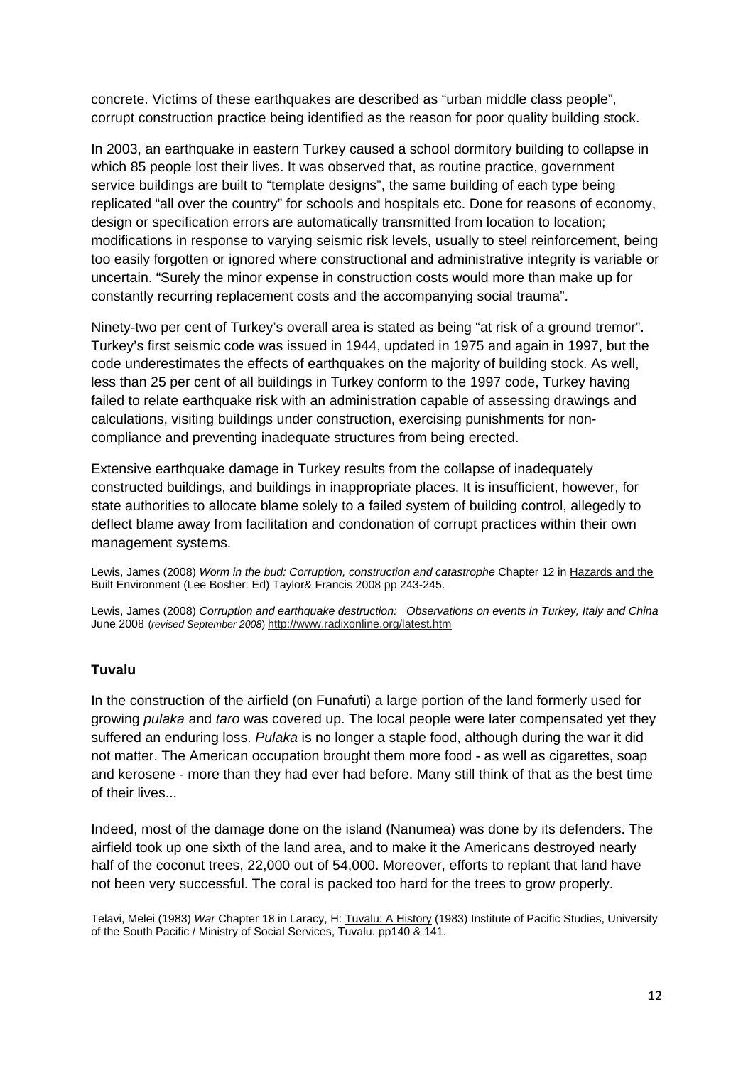concrete. Victims of these earthquakes are described as "urban middle class people", corrupt construction practice being identified as the reason for poor quality building stock.

In 2003, an earthquake in eastern Turkey caused a school dormitory building to collapse in which 85 people lost their lives. It was observed that, as routine practice, government service buildings are built to "template designs", the same building of each type being replicated "all over the country" for schools and hospitals etc. Done for reasons of economy, design or specification errors are automatically transmitted from location to location; modifications in response to varying seismic risk levels, usually to steel reinforcement, being too easily forgotten or ignored where constructional and administrative integrity is variable or uncertain. "Surely the minor expense in construction costs would more than make up for constantly recurring replacement costs and the accompanying social trauma".

Ninety-two per cent of Turkey's overall area is stated as being "at risk of a ground tremor". Turkey's first seismic code was issued in 1944, updated in 1975 and again in 1997, but the code underestimates the effects of earthquakes on the majority of building stock. As well, less than 25 per cent of all buildings in Turkey conform to the 1997 code, Turkey having failed to relate earthquake risk with an administration capable of assessing drawings and calculations, visiting buildings under construction, exercising punishments for non-compliance and preventing inadequate structures from being erected.

Extensive earthquake damage in Turkey results from the collapse of inadequately constructed buildings, and buildings in inappropriate places. It is insufficient, however, for state authorities to allocate blame solely to a failed system of building control, allegedly to deflect blame away from facilitation and condonation of corrupt practices within their own management systems.

Lewis, James (2008) *Worm in the bud: Corruption, construction and catastrophe* Chapter 12 in Hazards and the Built Environment (Lee Bosher: Ed) Taylor& Francis 2008 pp 243-245.

Lewis, James (2008) *Corruption and earthquake destruction: Observations on events in Turkey, Italy and China* June 2008 (*revised September 2008*) http://www.radixonline.org/latest.htm

**Tuvalu**

In the construction of the airfield (on Funafuti) a large portion of the land formerly used for growing *pulaka* and *taro* was covered up. The local people were later compensated yet they suffered an enduring loss. *Pulaka* is no longer a staple food, although during the war it did not matter. The American occupation brought them more food - as well as cigarettes, soap and kerosene - more than they had ever had before. Many still think of that as the best time of their lives...

Indeed, most of the damage done on the island (Nanumea) was done by its defenders. The airfield took up one sixth of the land area, and to make it the Americans destroyed nearly half of the coconut trees, 22,000 out of 54,000. Moreover, efforts to replant that land have not been very successful. The coral is packed too hard for the trees to grow properly.

Telavi, Melei (1983) *War* Chapter 18 in Laracy, H: Tuvalu: A History (1983) Institute of Pacific Studies, University of the South Pacific / Ministry of Social Services, Tuvalu. pp140 & 141.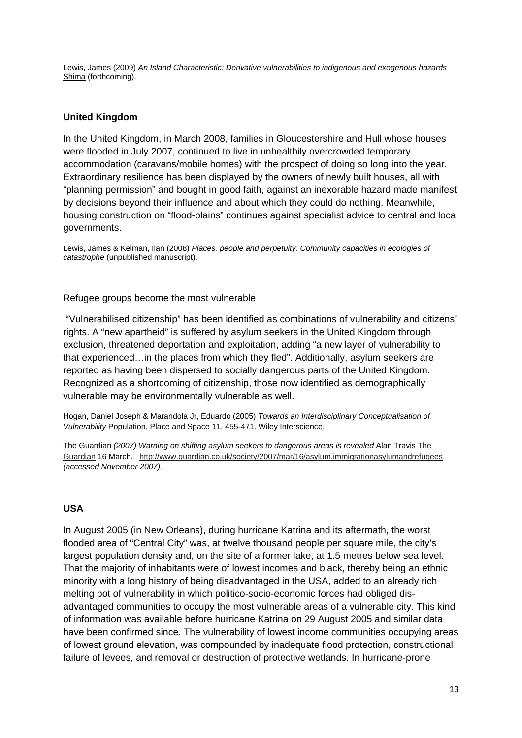Lewis, James (2009) *An Island Characteristic: Derivative vulnerabilities to indigenous and exogenous hazards* Shima (forthcoming).

**United Kingdom**

In the United Kingdom, in March 2008, families in Gloucestershire and Hull whose houses were flooded in July 2007, continued to live in unhealthily overcrowded temporary accommodation (caravans/mobile homes) with the prospect of doing so long into the year. Extraordinary resilience has been displayed by the owners of newly built houses, all with "planning permission" and bought in good faith, against an inexorable hazard made manifest by decisions beyond their influence and about which they could do nothing. Meanwhile, housing construction on "flood-plains" continues against specialist advice to central and local governments.

Lewis, James & Kelman, Ilan (2008) *Places, people and perpetuity: Community capacities in ecologies of catastrophe* (unpublished manuscript).

Refugee groups become the most vulnerable

"Vulnerabilised citizenship" has been identified as combinations of vulnerability and citizens' rights. A "new apartheid" is suffered by asylum seekers in the United Kingdom through exclusion, threatened deportation and exploitation, adding "a new layer of vulnerability to that experienced…in the places from which they fled". Additionally, asylum seekers are reported as having been dispersed to socially dangerous parts of the United Kingdom. Recognized as a shortcoming of citizenship, those now identified as demographically vulnerable may be environmentally vulnerable as well.

Hogan, Daniel Joseph & Marandola Jr, Eduardo (2005) *Towards an Interdisciplinary Conceptualisation of Vulnerability* Population, Place and Space 11. 455-471. Wiley Interscience.

The Guardian *(2007) Warning on shifting asylum seekers to dangerous areas is revealed* Alan Travis The Guardian 16 March. http://www.guardian.co.uk/society/2007/mar/16/asylum.immigrationasylumandrefugees *(accessed November 2007).*

**USA**

In August 2005 (in New Orleans), during hurricane Katrina and its aftermath, the worst flooded area of "Central City" was, at twelve thousand people per square mile, the city's largest population density and, on the site of a former lake, at 1.5 metres below sea level. That the majority of inhabitants were of lowest incomes and black, thereby being an ethnic minority with a long history of being disadvantaged in the USA, added to an already rich melting pot of vulnerability in which politico-socio-economic forces had obliged dis-advantaged communities to occupy the most vulnerable areas of a vulnerable city. This kind of information was available before hurricane Katrina on 29 August 2005 and similar data have been confirmed since. The vulnerability of lowest income communities occupying areas of lowest ground elevation, was compounded by inadequate flood protection, constructional failure of levees, and removal or destruction of protective wetlands. In hurricane-prone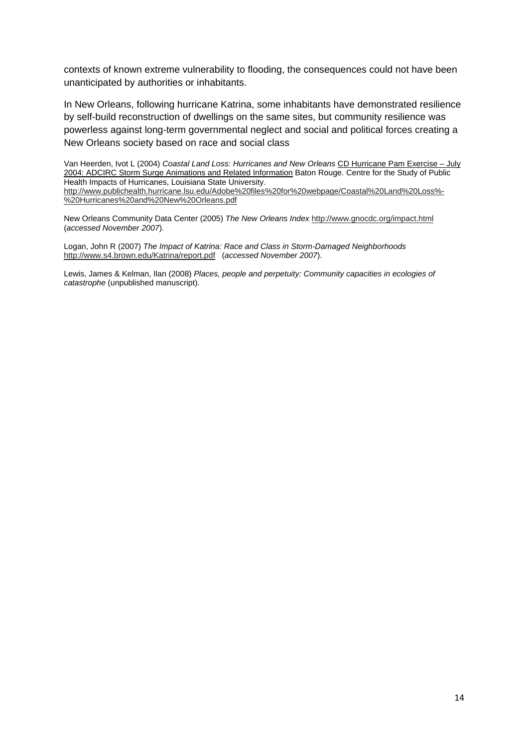contexts of known extreme vulnerability to flooding, the consequences could not have been unanticipated by authorities or inhabitants.

In New Orleans, following hurricane Katrina, some inhabitants have demonstrated resilience by self-build reconstruction of dwellings on the same sites, but community resilience was powerless against long-term governmental neglect and social and political forces creating a New Orleans society based on race and social class

Van Heerden, Ivot L (2004) *Coastal Land Loss: Hurricanes and New Orleans* CD Hurricane Pam Exercise – July 2004: ADCIRC Storm Surge Animations and Related Information Baton Rouge. Centre for the Study of Public Health Impacts of Hurricanes, Louisiana State University. http://www.publichealth.hurricane.lsu.edu/Adobe%20files%20for%20webpage/Coastal%20Land%20Loss%-%20Hurricanes%20and%20New%20Orleans.pdf

New Orleans Community Data Center (2005) *The New Orleans Index* http://www.gnocdc.org/impact.html (*accessed November 2007*).

Logan, John R (2007) *The Impact of Katrina: Race and Class in Storm-Damaged Neighborhoods* http://www.s4.brown.edu/Katrina/report.pdf (*accessed November 2007*).

Lewis, James & Kelman, Ilan (2008) *Places, people and perpetuity: Community capacities in ecologies of catastrophe* (unpublished manuscript).